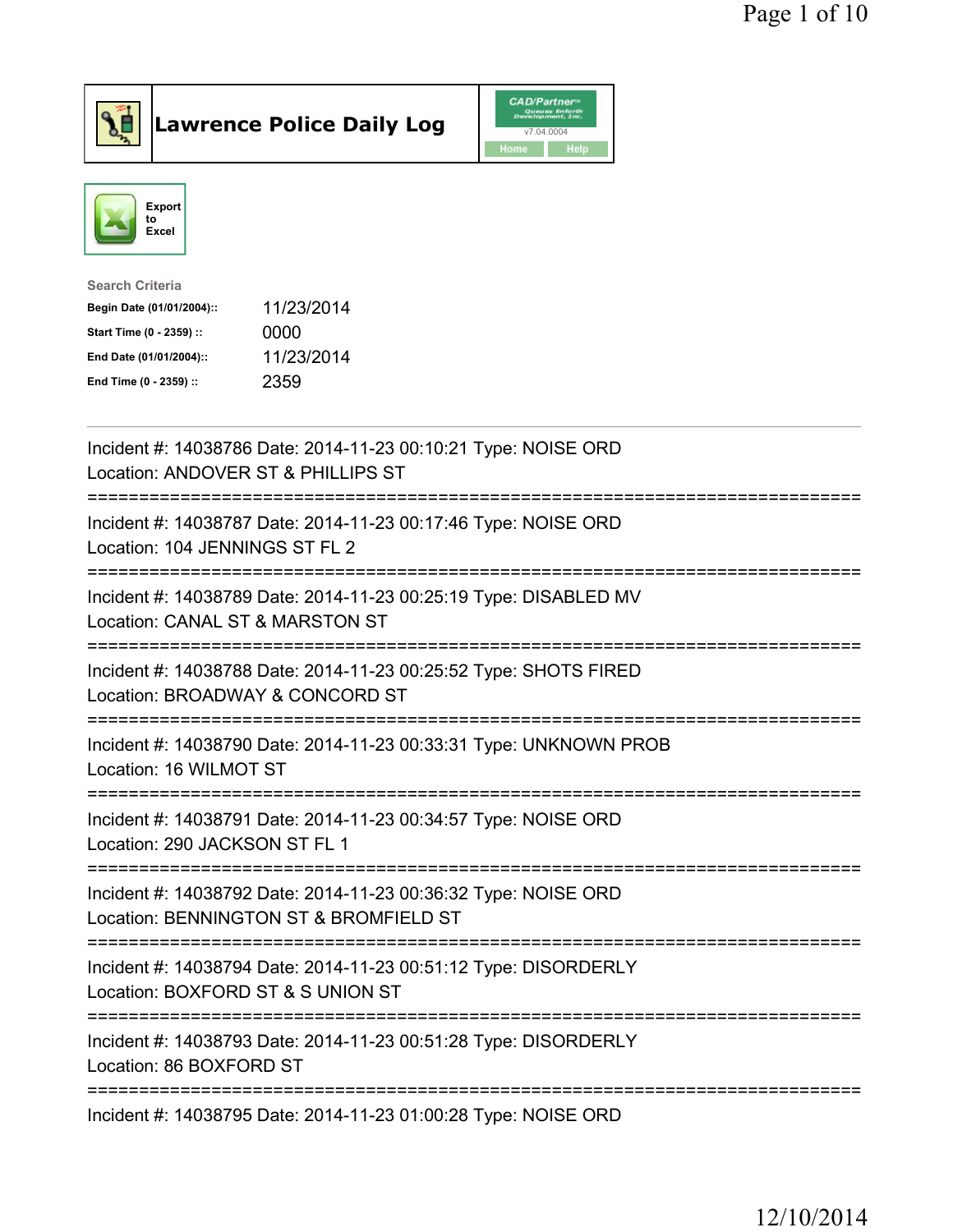# Lawrence Police Daily Log

Export to Excel

**Search Criteria**

| | |
|---|---|
| **Begin Date (01/01/2004)::** | 11/23/2014 |
| **Start Time (0 - 2359) ::** | 0000 |
| **End Date (01/01/2004)::** | 11/23/2014 |
| **End Time (0 - 2359) ::** | 2359 |

---

Incident #: 14038786 Date: 2014-11-23 00:10:21 Type: NOISE ORD
Location: ANDOVER ST & PHILLIPS ST

===========================================================================

Incident #: 14038787 Date: 2014-11-23 00:17:46 Type: NOISE ORD
Location: 104 JENNINGS ST FL 2

===========================================================================

Incident #: 14038789 Date: 2014-11-23 00:25:19 Type: DISABLED MV
Location: CANAL ST & MARSTON ST

===========================================================================

Incident #: 14038788 Date: 2014-11-23 00:25:52 Type: SHOTS FIRED
Location: BROADWAY & CONCORD ST

===========================================================================

Incident #: 14038790 Date: 2014-11-23 00:33:31 Type: UNKNOWN PROB
Location: 16 WILMOT ST

===========================================================================

Incident #: 14038791 Date: 2014-11-23 00:34:57 Type: NOISE ORD
Location: 290 JACKSON ST FL 1

===========================================================================

Incident #: 14038792 Date: 2014-11-23 00:36:32 Type: NOISE ORD
Location: BENNINGTON ST & BROMFIELD ST

===========================================================================

Incident #: 14038794 Date: 2014-11-23 00:51:12 Type: DISORDERLY
Location: BOXFORD ST & S UNION ST

===========================================================================

Incident #: 14038793 Date: 2014-11-23 00:51:28 Type: DISORDERLY
Location: 86 BOXFORD ST

===========================================================================

Incident #: 14038795 Date: 2014-11-23 01:00:28 Type: NOISE ORD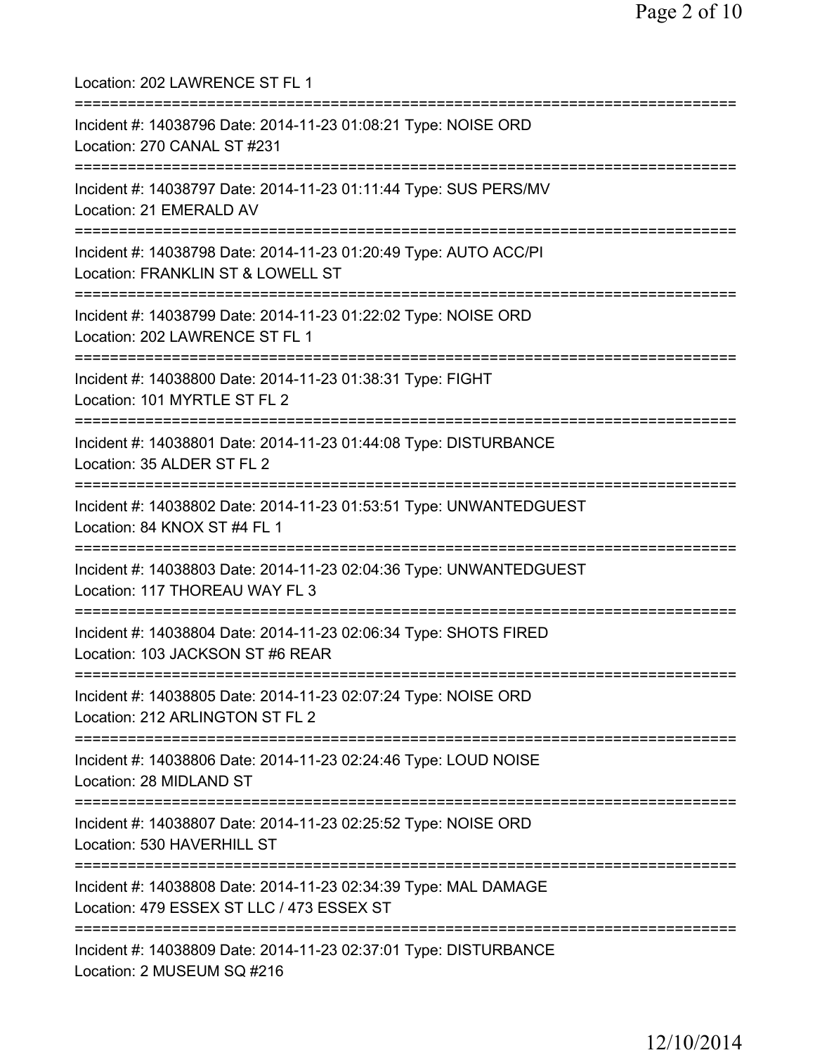Location: 202 LAWRENCE ST FL 1

===========================================================================

Incident #: 14038796 Date: 2014-11-23 01:08:21 Type: NOISE ORD
Location: 270 CANAL ST #231

===========================================================================

Incident #: 14038797 Date: 2014-11-23 01:11:44 Type: SUS PERS/MV
Location: 21 EMERALD AV

===========================================================================

Incident #: 14038798 Date: 2014-11-23 01:20:49 Type: AUTO ACC/PI
Location: FRANKLIN ST & LOWELL ST

===========================================================================

Incident #: 14038799 Date: 2014-11-23 01:22:02 Type: NOISE ORD
Location: 202 LAWRENCE ST FL 1

===========================================================================

Incident #: 14038800 Date: 2014-11-23 01:38:31 Type: FIGHT
Location: 101 MYRTLE ST FL 2

===========================================================================

Incident #: 14038801 Date: 2014-11-23 01:44:08 Type: DISTURBANCE
Location: 35 ALDER ST FL 2

===========================================================================

Incident #: 14038802 Date: 2014-11-23 01:53:51 Type: UNWANTEDGUEST
Location: 84 KNOX ST #4 FL 1

===========================================================================

Incident #: 14038803 Date: 2014-11-23 02:04:36 Type: UNWANTEDGUEST
Location: 117 THOREAU WAY FL 3

===========================================================================

Incident #: 14038804 Date: 2014-11-23 02:06:34 Type: SHOTS FIRED
Location: 103 JACKSON ST #6 REAR

===========================================================================

Incident #: 14038805 Date: 2014-11-23 02:07:24 Type: NOISE ORD
Location: 212 ARLINGTON ST FL 2

===========================================================================

Incident #: 14038806 Date: 2014-11-23 02:24:46 Type: LOUD NOISE
Location: 28 MIDLAND ST

===========================================================================

Incident #: 14038807 Date: 2014-11-23 02:25:52 Type: NOISE ORD
Location: 530 HAVERHILL ST

===========================================================================

Incident #: 14038808 Date: 2014-11-23 02:34:39 Type: MAL DAMAGE
Location: 479 ESSEX ST LLC / 473 ESSEX ST

===========================================================================

Incident #: 14038809 Date: 2014-11-23 02:37:01 Type: DISTURBANCE
Location: 2 MUSEUM SQ #216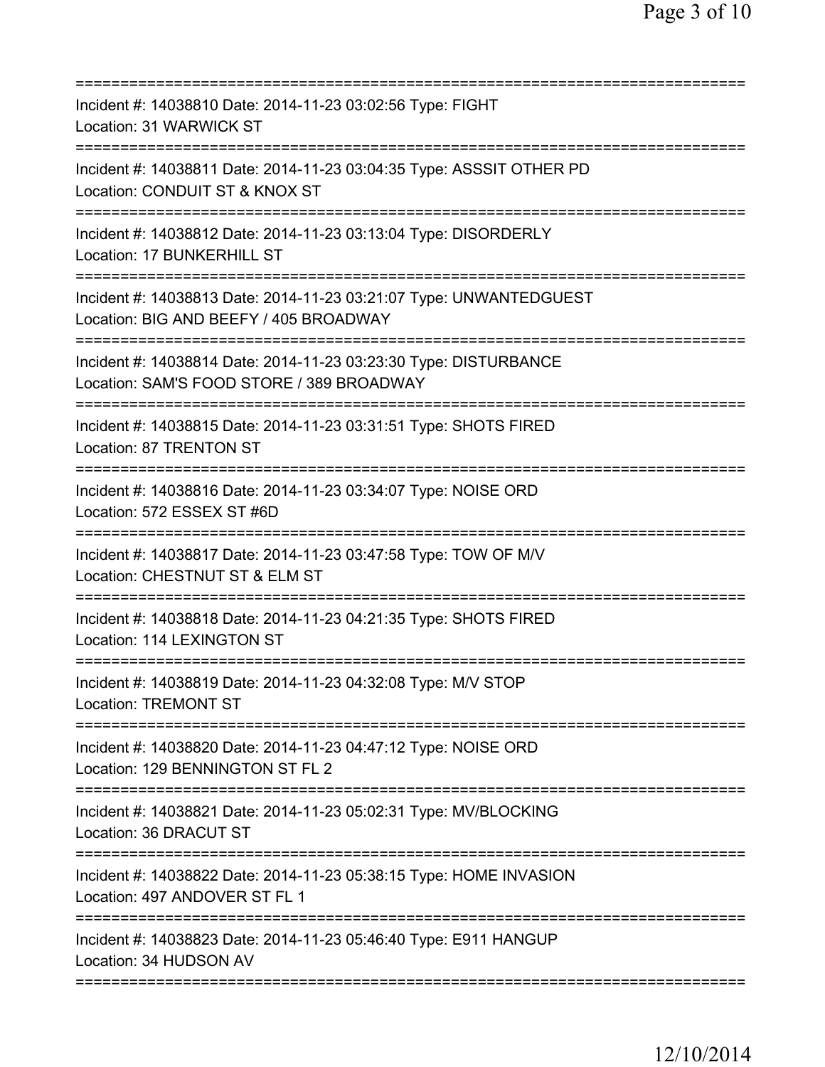===========================================================================
Incident #: 14038810 Date: 2014-11-23 03:02:56 Type: FIGHT
Location: 31 WARWICK ST
===========================================================================
Incident #: 14038811 Date: 2014-11-23 03:04:35 Type: ASSSIT OTHER PD
Location: CONDUIT ST & KNOX ST
===========================================================================
Incident #: 14038812 Date: 2014-11-23 03:13:04 Type: DISORDERLY
Location: 17 BUNKERHILL ST
===========================================================================
Incident #: 14038813 Date: 2014-11-23 03:21:07 Type: UNWANTEDGUEST
Location: BIG AND BEEFY / 405 BROADWAY
===========================================================================
Incident #: 14038814 Date: 2014-11-23 03:23:30 Type: DISTURBANCE
Location: SAM'S FOOD STORE / 389 BROADWAY
===========================================================================
Incident #: 14038815 Date: 2014-11-23 03:31:51 Type: SHOTS FIRED
Location: 87 TRENTON ST
===========================================================================
Incident #: 14038816 Date: 2014-11-23 03:34:07 Type: NOISE ORD
Location: 572 ESSEX ST #6D
===========================================================================
Incident #: 14038817 Date: 2014-11-23 03:47:58 Type: TOW OF M/V
Location: CHESTNUT ST & ELM ST
===========================================================================
Incident #: 14038818 Date: 2014-11-23 04:21:35 Type: SHOTS FIRED
Location: 114 LEXINGTON ST
===========================================================================
Incident #: 14038819 Date: 2014-11-23 04:32:08 Type: M/V STOP
Location: TREMONT ST
===========================================================================
Incident #: 14038820 Date: 2014-11-23 04:47:12 Type: NOISE ORD
Location: 129 BENNINGTON ST FL 2
===========================================================================
Incident #: 14038821 Date: 2014-11-23 05:02:31 Type: MV/BLOCKING
Location: 36 DRACUT ST
===========================================================================
Incident #: 14038822 Date: 2014-11-23 05:38:15 Type: HOME INVASION
Location: 497 ANDOVER ST FL 1
===========================================================================
Incident #: 14038823 Date: 2014-11-23 05:46:40 Type: E911 HANGUP
Location: 34 HUDSON AV
===========================================================================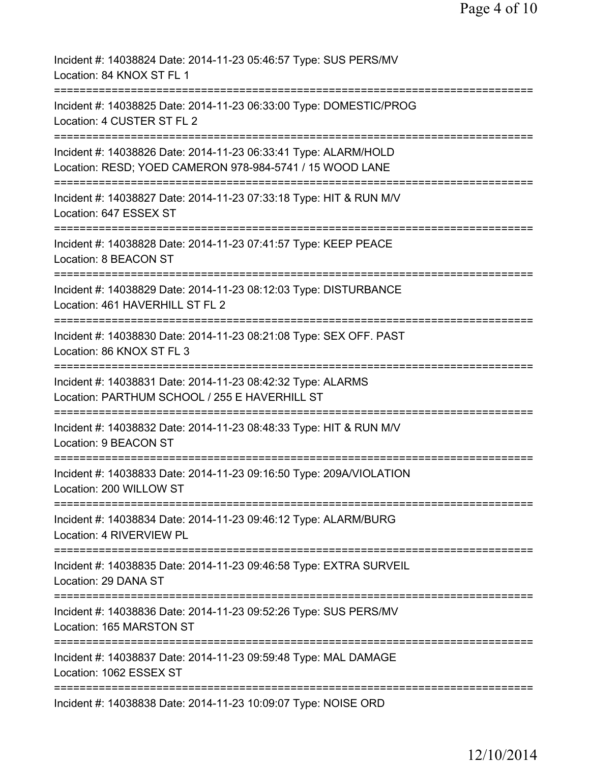Incident #: 14038824 Date: 2014-11-23 05:46:57 Type: SUS PERS/MV
Location: 84 KNOX ST FL 1

===========================================================================

Incident #: 14038825 Date: 2014-11-23 06:33:00 Type: DOMESTIC/PROG
Location: 4 CUSTER ST FL 2

===========================================================================

Incident #: 14038826 Date: 2014-11-23 06:33:41 Type: ALARM/HOLD
Location: RESD; YOED CAMERON 978-984-5741 / 15 WOOD LANE

===========================================================================

Incident #: 14038827 Date: 2014-11-23 07:33:18 Type: HIT & RUN M/V
Location: 647 ESSEX ST

===========================================================================

Incident #: 14038828 Date: 2014-11-23 07:41:57 Type: KEEP PEACE
Location: 8 BEACON ST

===========================================================================

Incident #: 14038829 Date: 2014-11-23 08:12:03 Type: DISTURBANCE
Location: 461 HAVERHILL ST FL 2

===========================================================================

Incident #: 14038830 Date: 2014-11-23 08:21:08 Type: SEX OFF. PAST
Location: 86 KNOX ST FL 3

===========================================================================

Incident #: 14038831 Date: 2014-11-23 08:42:32 Type: ALARMS
Location: PARTHUM SCHOOL / 255 E HAVERHILL ST

===========================================================================

Incident #: 14038832 Date: 2014-11-23 08:48:33 Type: HIT & RUN M/V
Location: 9 BEACON ST

===========================================================================

Incident #: 14038833 Date: 2014-11-23 09:16:50 Type: 209A/VIOLATION
Location: 200 WILLOW ST

===========================================================================

Incident #: 14038834 Date: 2014-11-23 09:46:12 Type: ALARM/BURG
Location: 4 RIVERVIEW PL

===========================================================================

Incident #: 14038835 Date: 2014-11-23 09:46:58 Type: EXTRA SURVEIL
Location: 29 DANA ST

===========================================================================

Incident #: 14038836 Date: 2014-11-23 09:52:26 Type: SUS PERS/MV
Location: 165 MARSTON ST

===========================================================================

Incident #: 14038837 Date: 2014-11-23 09:59:48 Type: MAL DAMAGE
Location: 1062 ESSEX ST

===========================================================================

Incident #: 14038838 Date: 2014-11-23 10:09:07 Type: NOISE ORD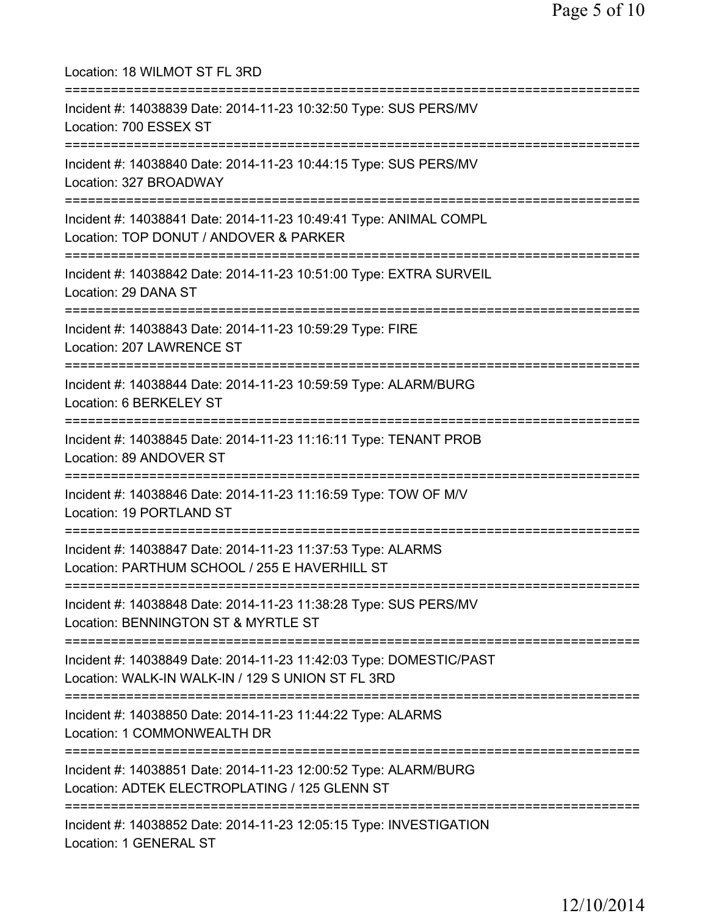Location: 18 WILMOT ST FL 3RD

===========================================================================

Incident #: 14038839 Date: 2014-11-23 10:32:50 Type: SUS PERS/MV
Location: 700 ESSEX ST

===========================================================================

Incident #: 14038840 Date: 2014-11-23 10:44:15 Type: SUS PERS/MV
Location: 327 BROADWAY

===========================================================================

Incident #: 14038841 Date: 2014-11-23 10:49:41 Type: ANIMAL COMPL
Location: TOP DONUT / ANDOVER & PARKER

===========================================================================

Incident #: 14038842 Date: 2014-11-23 10:51:00 Type: EXTRA SURVEIL
Location: 29 DANA ST

===========================================================================

Incident #: 14038843 Date: 2014-11-23 10:59:29 Type: FIRE
Location: 207 LAWRENCE ST

===========================================================================

Incident #: 14038844 Date: 2014-11-23 10:59:59 Type: ALARM/BURG
Location: 6 BERKELEY ST

===========================================================================

Incident #: 14038845 Date: 2014-11-23 11:16:11 Type: TENANT PROB
Location: 89 ANDOVER ST

===========================================================================

Incident #: 14038846 Date: 2014-11-23 11:16:59 Type: TOW OF M/V
Location: 19 PORTLAND ST

===========================================================================

Incident #: 14038847 Date: 2014-11-23 11:37:53 Type: ALARMS
Location: PARTHUM SCHOOL / 255 E HAVERHILL ST

===========================================================================

Incident #: 14038848 Date: 2014-11-23 11:38:28 Type: SUS PERS/MV
Location: BENNINGTON ST & MYRTLE ST

===========================================================================

Incident #: 14038849 Date: 2014-11-23 11:42:03 Type: DOMESTIC/PAST
Location: WALK-IN WALK-IN / 129 S UNION ST FL 3RD

===========================================================================

Incident #: 14038850 Date: 2014-11-23 11:44:22 Type: ALARMS
Location: 1 COMMONWEALTH DR

===========================================================================

Incident #: 14038851 Date: 2014-11-23 12:00:52 Type: ALARM/BURG
Location: ADTEK ELECTROPLATING / 125 GLENN ST

===========================================================================

Incident #: 14038852 Date: 2014-11-23 12:05:15 Type: INVESTIGATION
Location: 1 GENERAL ST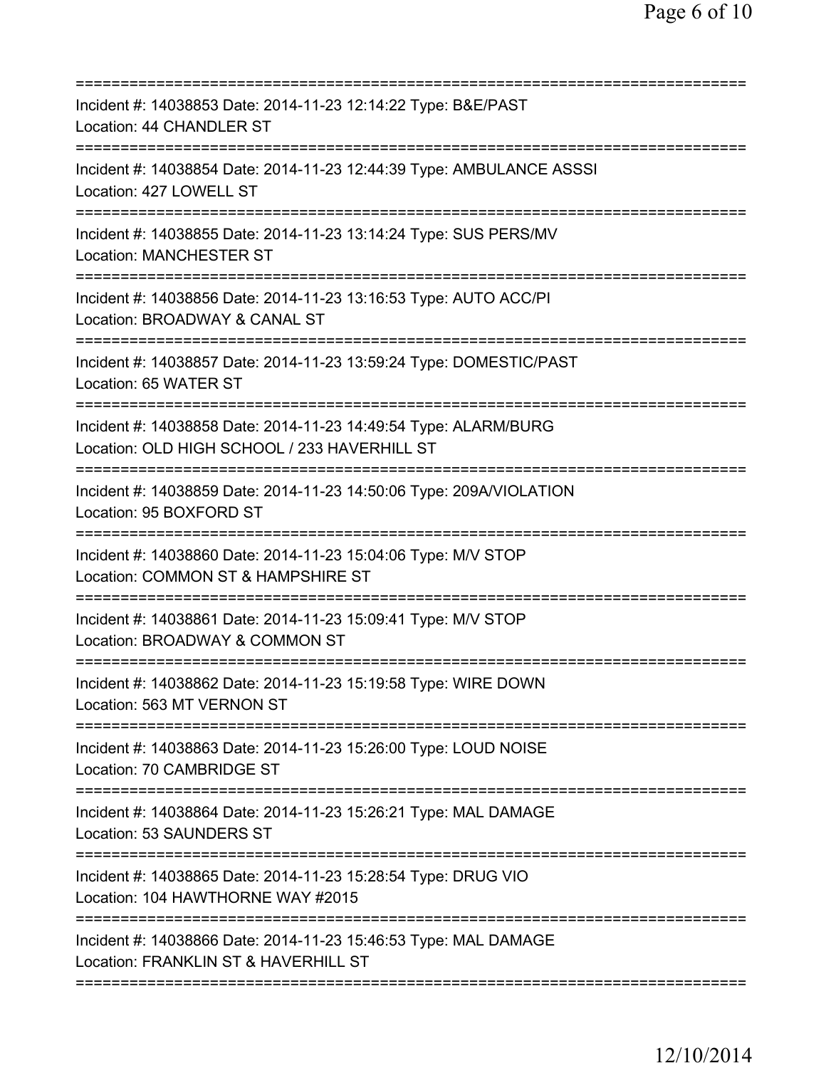===========================================================================
Incident #: 14038853 Date: 2014-11-23 12:14:22 Type: B&E/PAST
Location: 44 CHANDLER ST
===========================================================================
Incident #: 14038854 Date: 2014-11-23 12:44:39 Type: AMBULANCE ASSSI
Location: 427 LOWELL ST
===========================================================================
Incident #: 14038855 Date: 2014-11-23 13:14:24 Type: SUS PERS/MV
Location: MANCHESTER ST
===========================================================================
Incident #: 14038856 Date: 2014-11-23 13:16:53 Type: AUTO ACC/PI
Location: BROADWAY & CANAL ST
===========================================================================
Incident #: 14038857 Date: 2014-11-23 13:59:24 Type: DOMESTIC/PAST
Location: 65 WATER ST
===========================================================================
Incident #: 14038858 Date: 2014-11-23 14:49:54 Type: ALARM/BURG
Location: OLD HIGH SCHOOL / 233 HAVERHILL ST
===========================================================================
Incident #: 14038859 Date: 2014-11-23 14:50:06 Type: 209A/VIOLATION
Location: 95 BOXFORD ST
===========================================================================
Incident #: 14038860 Date: 2014-11-23 15:04:06 Type: M/V STOP
Location: COMMON ST & HAMPSHIRE ST
===========================================================================
Incident #: 14038861 Date: 2014-11-23 15:09:41 Type: M/V STOP
Location: BROADWAY & COMMON ST
===========================================================================
Incident #: 14038862 Date: 2014-11-23 15:19:58 Type: WIRE DOWN
Location: 563 MT VERNON ST
===========================================================================
Incident #: 14038863 Date: 2014-11-23 15:26:00 Type: LOUD NOISE
Location: 70 CAMBRIDGE ST
===========================================================================
Incident #: 14038864 Date: 2014-11-23 15:26:21 Type: MAL DAMAGE
Location: 53 SAUNDERS ST
===========================================================================
Incident #: 14038865 Date: 2014-11-23 15:28:54 Type: DRUG VIO
Location: 104 HAWTHORNE WAY #2015
===========================================================================
Incident #: 14038866 Date: 2014-11-23 15:46:53 Type: MAL DAMAGE
Location: FRANKLIN ST & HAVERHILL ST
===========================================================================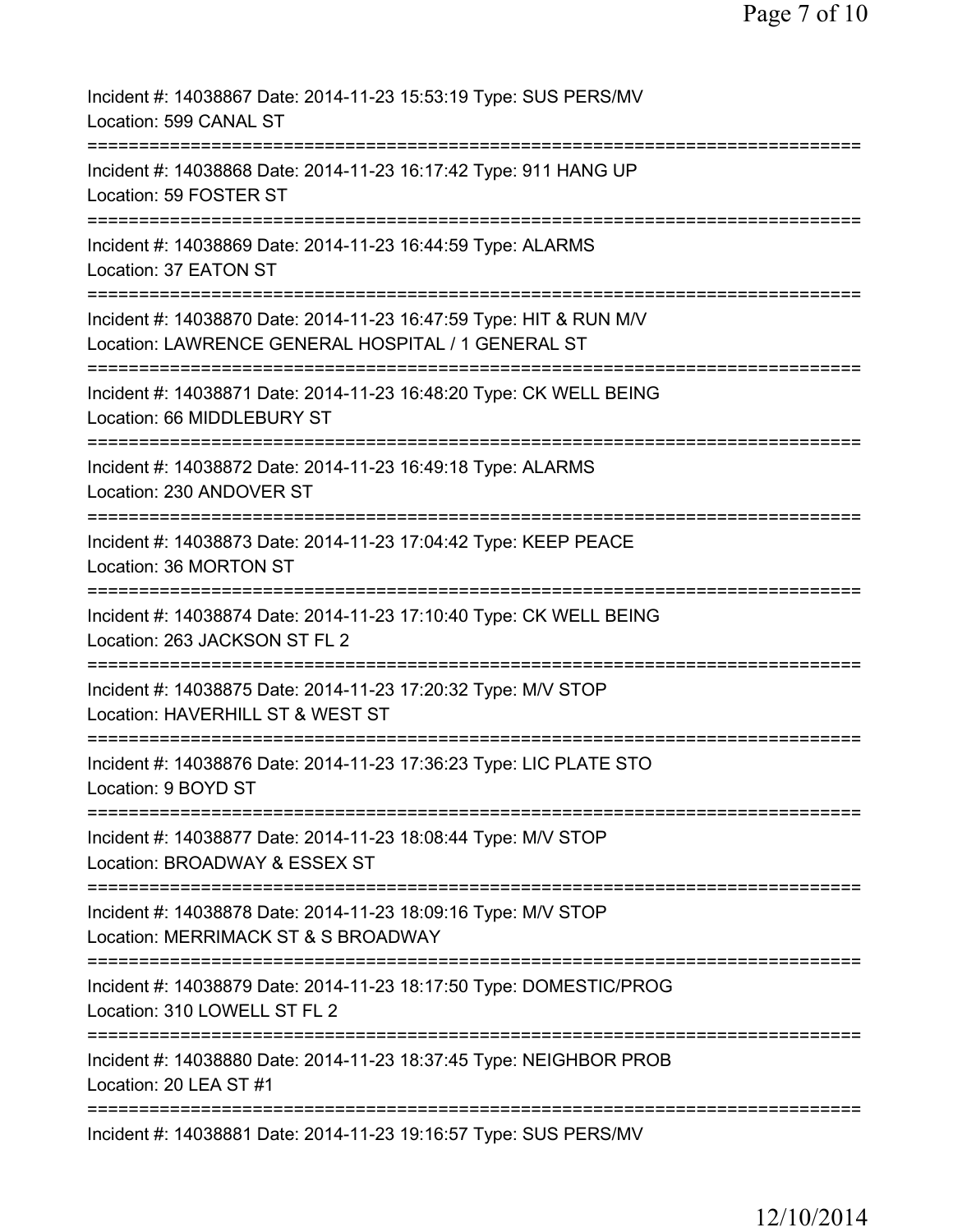Incident #: 14038867 Date: 2014-11-23 15:53:19 Type: SUS PERS/MV
Location: 599 CANAL ST

===========================================================================

Incident #: 14038868 Date: 2014-11-23 16:17:42 Type: 911 HANG UP
Location: 59 FOSTER ST

===========================================================================

Incident #: 14038869 Date: 2014-11-23 16:44:59 Type: ALARMS
Location: 37 EATON ST

===========================================================================

Incident #: 14038870 Date: 2014-11-23 16:47:59 Type: HIT & RUN M/V
Location: LAWRENCE GENERAL HOSPITAL / 1 GENERAL ST

===========================================================================

Incident #: 14038871 Date: 2014-11-23 16:48:20 Type: CK WELL BEING
Location: 66 MIDDLEBURY ST

===========================================================================

Incident #: 14038872 Date: 2014-11-23 16:49:18 Type: ALARMS
Location: 230 ANDOVER ST

===========================================================================

Incident #: 14038873 Date: 2014-11-23 17:04:42 Type: KEEP PEACE
Location: 36 MORTON ST

===========================================================================

Incident #: 14038874 Date: 2014-11-23 17:10:40 Type: CK WELL BEING
Location: 263 JACKSON ST FL 2

===========================================================================

Incident #: 14038875 Date: 2014-11-23 17:20:32 Type: M/V STOP
Location: HAVERHILL ST & WEST ST

===========================================================================

Incident #: 14038876 Date: 2014-11-23 17:36:23 Type: LIC PLATE STO
Location: 9 BOYD ST

===========================================================================

Incident #: 14038877 Date: 2014-11-23 18:08:44 Type: M/V STOP
Location: BROADWAY & ESSEX ST

===========================================================================

Incident #: 14038878 Date: 2014-11-23 18:09:16 Type: M/V STOP
Location: MERRIMACK ST & S BROADWAY

===========================================================================

Incident #: 14038879 Date: 2014-11-23 18:17:50 Type: DOMESTIC/PROG
Location: 310 LOWELL ST FL 2

===========================================================================

Incident #: 14038880 Date: 2014-11-23 18:37:45 Type: NEIGHBOR PROB
Location: 20 LEA ST #1

===========================================================================

Incident #: 14038881 Date: 2014-11-23 19:16:57 Type: SUS PERS/MV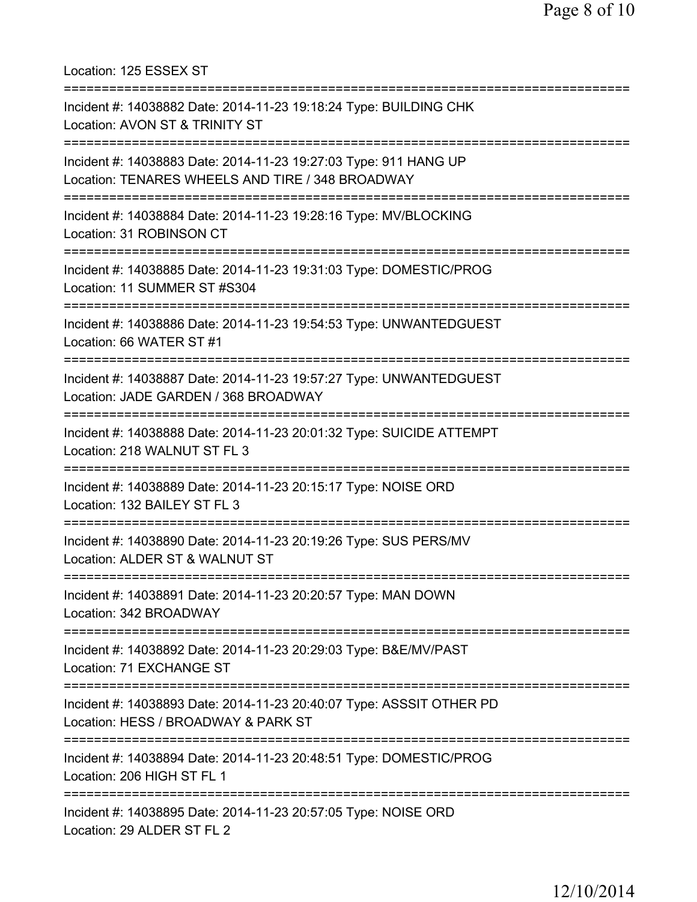Location: 125 ESSEX ST

===========================================================================

Incident #: 14038882 Date: 2014-11-23 19:18:24 Type: BUILDING CHK
Location: AVON ST & TRINITY ST

===========================================================================

Incident #: 14038883 Date: 2014-11-23 19:27:03 Type: 911 HANG UP
Location: TENARES WHEELS AND TIRE / 348 BROADWAY

===========================================================================

Incident #: 14038884 Date: 2014-11-23 19:28:16 Type: MV/BLOCKING
Location: 31 ROBINSON CT

===========================================================================

Incident #: 14038885 Date: 2014-11-23 19:31:03 Type: DOMESTIC/PROG
Location: 11 SUMMER ST #S304

===========================================================================

Incident #: 14038886 Date: 2014-11-23 19:54:53 Type: UNWANTEDGUEST
Location: 66 WATER ST #1

===========================================================================

Incident #: 14038887 Date: 2014-11-23 19:57:27 Type: UNWANTEDGUEST
Location: JADE GARDEN / 368 BROADWAY

===========================================================================

Incident #: 14038888 Date: 2014-11-23 20:01:32 Type: SUICIDE ATTEMPT
Location: 218 WALNUT ST FL 3

===========================================================================

Incident #: 14038889 Date: 2014-11-23 20:15:17 Type: NOISE ORD
Location: 132 BAILEY ST FL 3

===========================================================================

Incident #: 14038890 Date: 2014-11-23 20:19:26 Type: SUS PERS/MV
Location: ALDER ST & WALNUT ST

===========================================================================

Incident #: 14038891 Date: 2014-11-23 20:20:57 Type: MAN DOWN
Location: 342 BROADWAY

===========================================================================

Incident #: 14038892 Date: 2014-11-23 20:29:03 Type: B&E/MV/PAST
Location: 71 EXCHANGE ST

===========================================================================

Incident #: 14038893 Date: 2014-11-23 20:40:07 Type: ASSSIT OTHER PD
Location: HESS / BROADWAY & PARK ST

===========================================================================

Incident #: 14038894 Date: 2014-11-23 20:48:51 Type: DOMESTIC/PROG
Location: 206 HIGH ST FL 1

===========================================================================

Incident #: 14038895 Date: 2014-11-23 20:57:05 Type: NOISE ORD
Location: 29 ALDER ST FL 2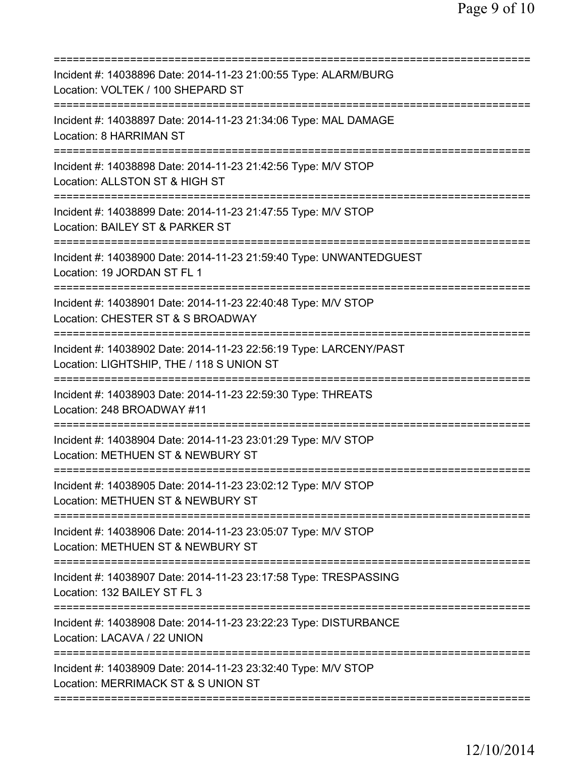===========================================================================
Incident #: 14038896 Date: 2014-11-23 21:00:55 Type: ALARM/BURG
Location: VOLTEK / 100 SHEPARD ST
===========================================================================
Incident #: 14038897 Date: 2014-11-23 21:34:06 Type: MAL DAMAGE
Location: 8 HARRIMAN ST
===========================================================================
Incident #: 14038898 Date: 2014-11-23 21:42:56 Type: M/V STOP
Location: ALLSTON ST & HIGH ST
===========================================================================
Incident #: 14038899 Date: 2014-11-23 21:47:55 Type: M/V STOP
Location: BAILEY ST & PARKER ST
===========================================================================
Incident #: 14038900 Date: 2014-11-23 21:59:40 Type: UNWANTEDGUEST
Location: 19 JORDAN ST FL 1
===========================================================================
Incident #: 14038901 Date: 2014-11-23 22:40:48 Type: M/V STOP
Location: CHESTER ST & S BROADWAY
===========================================================================
Incident #: 14038902 Date: 2014-11-23 22:56:19 Type: LARCENY/PAST
Location: LIGHTSHIP, THE / 118 S UNION ST
===========================================================================
Incident #: 14038903 Date: 2014-11-23 22:59:30 Type: THREATS
Location: 248 BROADWAY #11
===========================================================================
Incident #: 14038904 Date: 2014-11-23 23:01:29 Type: M/V STOP
Location: METHUEN ST & NEWBURY ST
===========================================================================
Incident #: 14038905 Date: 2014-11-23 23:02:12 Type: M/V STOP
Location: METHUEN ST & NEWBURY ST
===========================================================================
Incident #: 14038906 Date: 2014-11-23 23:05:07 Type: M/V STOP
Location: METHUEN ST & NEWBURY ST
===========================================================================
Incident #: 14038907 Date: 2014-11-23 23:17:58 Type: TRESPASSING
Location: 132 BAILEY ST FL 3
===========================================================================
Incident #: 14038908 Date: 2014-11-23 23:22:23 Type: DISTURBANCE
Location: LACAVA / 22 UNION
===========================================================================
Incident #: 14038909 Date: 2014-11-23 23:32:40 Type: M/V STOP
Location: MERRIMACK ST & S UNION ST
===========================================================================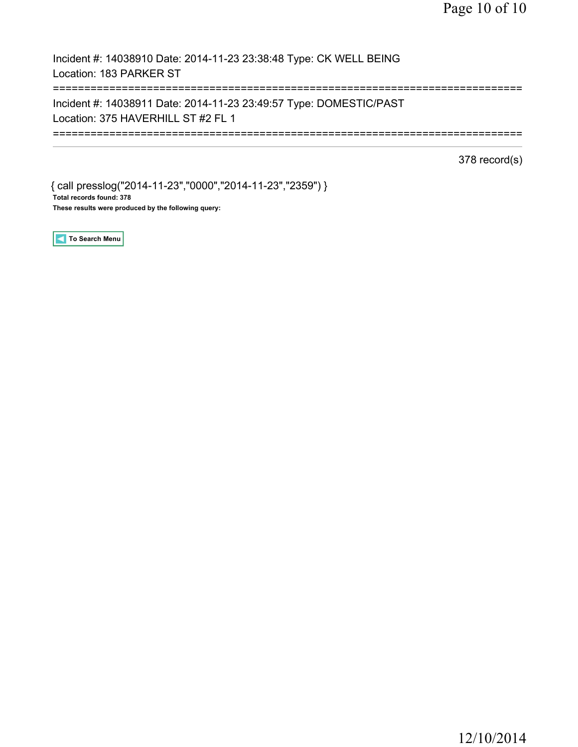Incident #: 14038910 Date: 2014-11-23 23:38:48 Type: CK WELL BEING
Location: 183 PARKER ST

===========================================================================

Incident #: 14038911 Date: 2014-11-23 23:49:57 Type: DOMESTIC/PAST
Location: 375 HAVERHILL ST #2 FL 1

===========================================================================

---

378 record(s)

{ call presslog("2014-11-23","0000","2014-11-23","2359") }

**Total records found: 378**

**These results were produced by the following query:**

**To Search Menu**